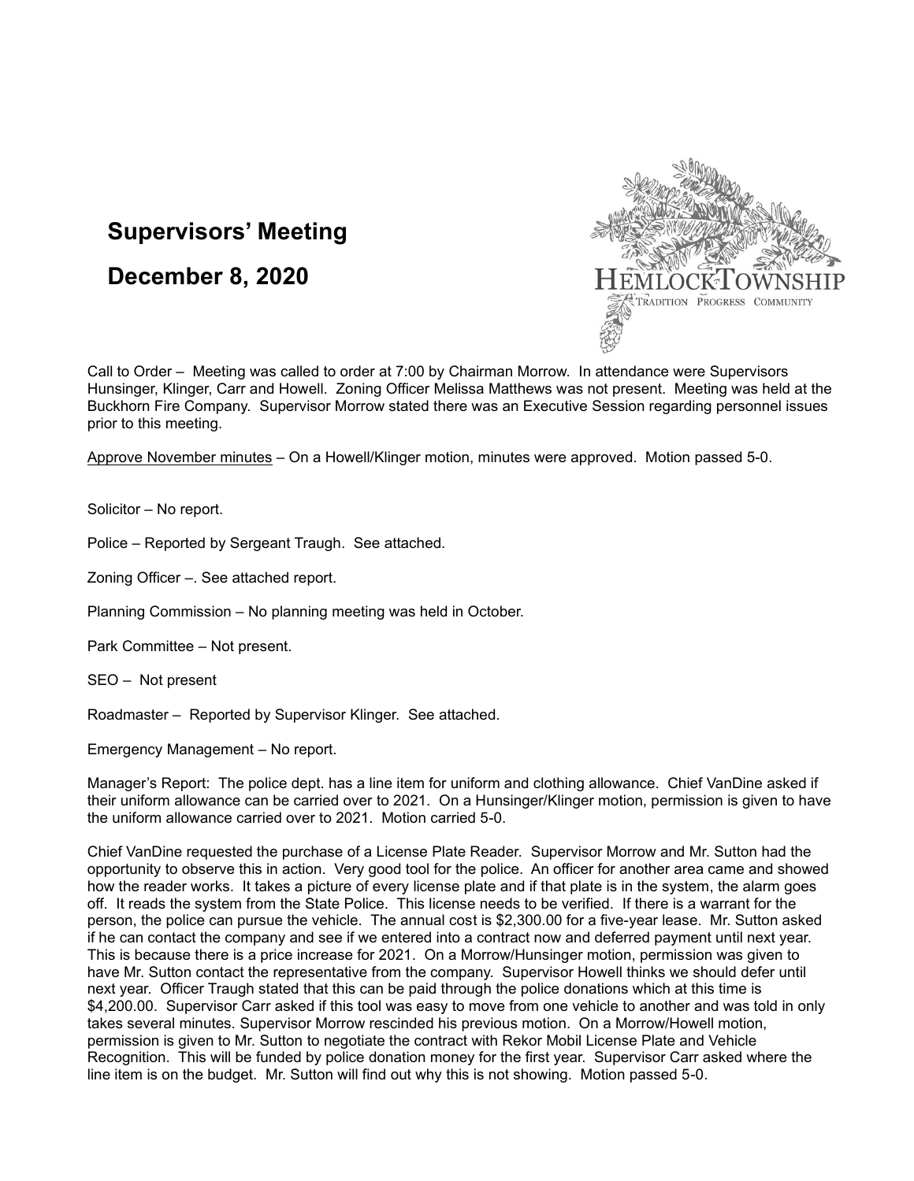# Supervisors' Meeting

# December 8, 2020

HEMLOCK TOWNSHIP
TRADITION PROGRESS COMMUNITY

Call to Order – Meeting was called to order at 7:00 by Chairman Morrow. In attendance were Supervisors Hunsinger, Klinger, Carr and Howell. Zoning Officer Melissa Matthews was not present. Meeting was held at the Buckhorn Fire Company. Supervisor Morrow stated there was an Executive Session regarding personnel issues prior to this meeting.

Approve November minutes – On a Howell/Klinger motion, minutes were approved. Motion passed 5-0.

Solicitor – No report.

Police – Reported by Sergeant Traugh. See attached.

Zoning Officer –. See attached report.

Planning Commission – No planning meeting was held in October.

Park Committee – Not present.

SEO – Not present

Roadmaster – Reported by Supervisor Klinger. See attached.

Emergency Management – No report.

Manager's Report: The police dept. has a line item for uniform and clothing allowance. Chief VanDine asked if their uniform allowance can be carried over to 2021. On a Hunsinger/Klinger motion, permission is given to have the uniform allowance carried over to 2021. Motion carried 5-0.

Chief VanDine requested the purchase of a License Plate Reader. Supervisor Morrow and Mr. Sutton had the opportunity to observe this in action. Very good tool for the police. An officer for another area came and showed how the reader works. It takes a picture of every license plate and if that plate is in the system, the alarm goes off. It reads the system from the State Police. This license needs to be verified. If there is a warrant for the person, the police can pursue the vehicle. The annual cost is $2,300.00 for a five-year lease. Mr. Sutton asked if he can contact the company and see if we entered into a contract now and deferred payment until next year. This is because there is a price increase for 2021. On a Morrow/Hunsinger motion, permission was given to have Mr. Sutton contact the representative from the company. Supervisor Howell thinks we should defer until next year. Officer Traugh stated that this can be paid through the police donations which at this time is $4,200.00. Supervisor Carr asked if this tool was easy to move from one vehicle to another and was told in only takes several minutes. Supervisor Morrow rescinded his previous motion. On a Morrow/Howell motion, permission is given to Mr. Sutton to negotiate the contract with Rekor Mobil License Plate and Vehicle Recognition. This will be funded by police donation money for the first year. Supervisor Carr asked where the line item is on the budget. Mr. Sutton will find out why this is not showing. Motion passed 5-0.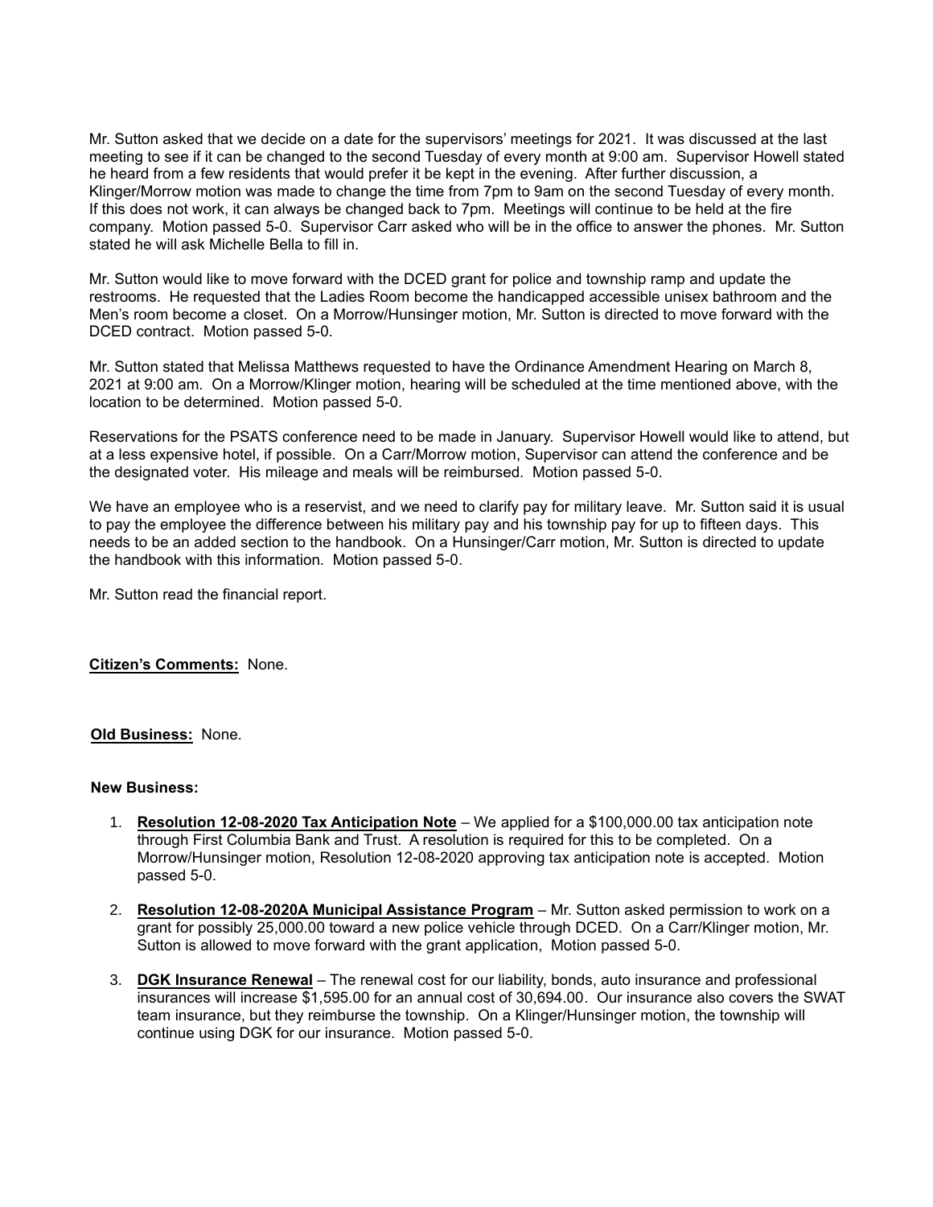Mr. Sutton asked that we decide on a date for the supervisors' meetings for 2021. It was discussed at the last meeting to see if it can be changed to the second Tuesday of every month at 9:00 am. Supervisor Howell stated he heard from a few residents that would prefer it be kept in the evening. After further discussion, a Klinger/Morrow motion was made to change the time from 7pm to 9am on the second Tuesday of every month. If this does not work, it can always be changed back to 7pm. Meetings will continue to be held at the fire company. Motion passed 5-0. Supervisor Carr asked who will be in the office to answer the phones. Mr. Sutton stated he will ask Michelle Bella to fill in.

Mr. Sutton would like to move forward with the DCED grant for police and township ramp and update the restrooms. He requested that the Ladies Room become the handicapped accessible unisex bathroom and the Men's room become a closet. On a Morrow/Hunsinger motion, Mr. Sutton is directed to move forward with the DCED contract. Motion passed 5-0.

Mr. Sutton stated that Melissa Matthews requested to have the Ordinance Amendment Hearing on March 8, 2021 at 9:00 am. On a Morrow/Klinger motion, hearing will be scheduled at the time mentioned above, with the location to be determined. Motion passed 5-0.

Reservations for the PSATS conference need to be made in January. Supervisor Howell would like to attend, but at a less expensive hotel, if possible. On a Carr/Morrow motion, Supervisor can attend the conference and be the designated voter. His mileage and meals will be reimbursed. Motion passed 5-0.

We have an employee who is a reservist, and we need to clarify pay for military leave. Mr. Sutton said it is usual to pay the employee the difference between his military pay and his township pay for up to fifteen days. This needs to be an added section to the handbook. On a Hunsinger/Carr motion, Mr. Sutton is directed to update the handbook with this information. Motion passed 5-0.

Mr. Sutton read the financial report.

**Citizen's Comments:** None.

**Old Business:** None.

**New Business:**

1. **Resolution 12-08-2020 Tax Anticipation Note** – We applied for a $100,000.00 tax anticipation note through First Columbia Bank and Trust. A resolution is required for this to be completed. On a Morrow/Hunsinger motion, Resolution 12-08-2020 approving tax anticipation note is accepted. Motion passed 5-0.

2. **Resolution 12-08-2020A Municipal Assistance Program** – Mr. Sutton asked permission to work on a grant for possibly 25,000.00 toward a new police vehicle through DCED. On a Carr/Klinger motion, Mr. Sutton is allowed to move forward with the grant application, Motion passed 5-0.

3. **DGK Insurance Renewal** – The renewal cost for our liability, bonds, auto insurance and professional insurances will increase $1,595.00 for an annual cost of 30,694.00. Our insurance also covers the SWAT team insurance, but they reimburse the township. On a Klinger/Hunsinger motion, the township will continue using DGK for our insurance. Motion passed 5-0.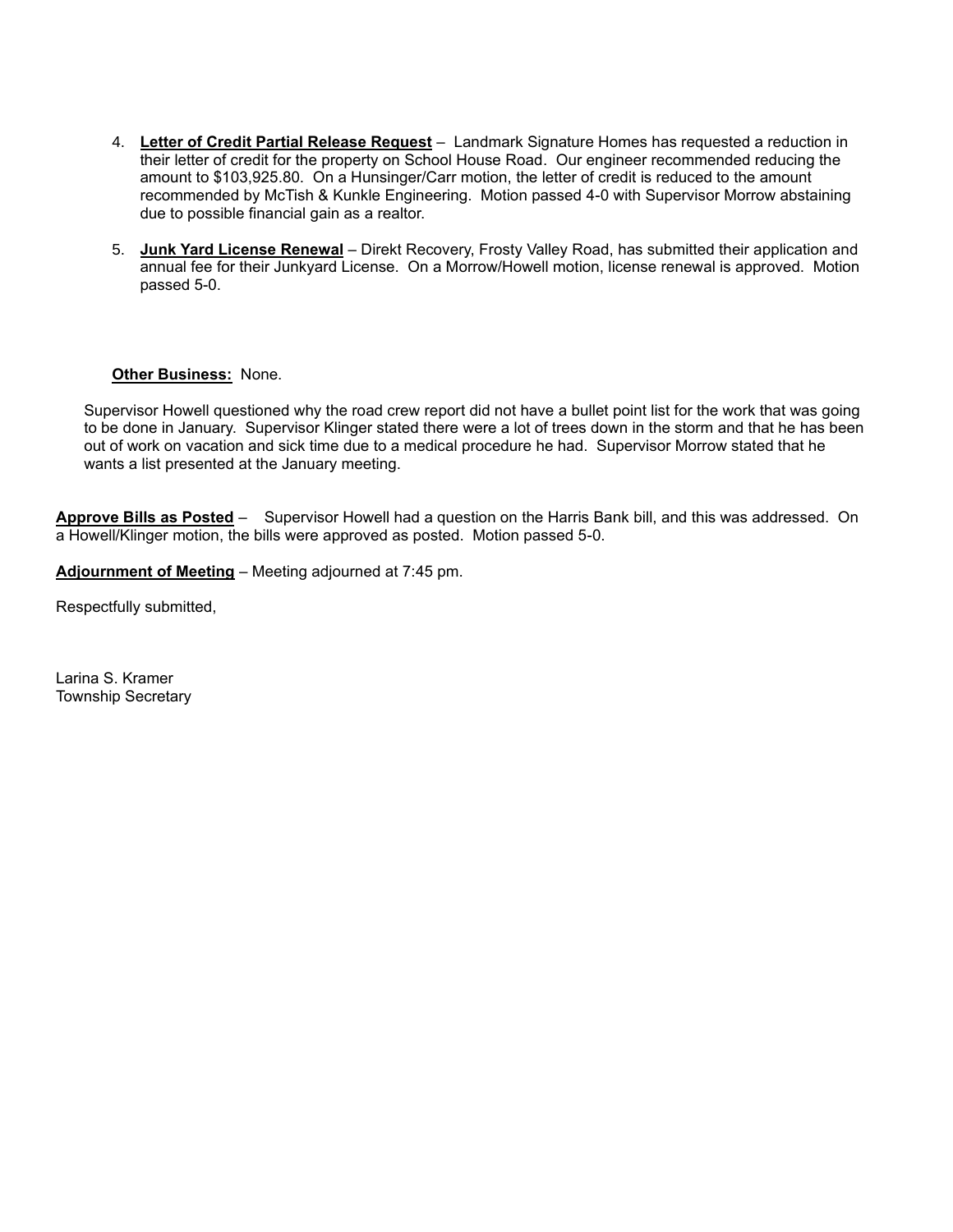4. **Letter of Credit Partial Release Request** – Landmark Signature Homes has requested a reduction in their letter of credit for the property on School House Road. Our engineer recommended reducing the amount to $103,925.80. On a Hunsinger/Carr motion, the letter of credit is reduced to the amount recommended by McTish & Kunkle Engineering. Motion passed 4-0 with Supervisor Morrow abstaining due to possible financial gain as a realtor.

5. **Junk Yard License Renewal** – Direkt Recovery, Frosty Valley Road, has submitted their application and annual fee for their Junkyard License. On a Morrow/Howell motion, license renewal is approved. Motion passed 5-0.

**Other Business:** None.

Supervisor Howell questioned why the road crew report did not have a bullet point list for the work that was going to be done in January. Supervisor Klinger stated there were a lot of trees down in the storm and that he has been out of work on vacation and sick time due to a medical procedure he had. Supervisor Morrow stated that he wants a list presented at the January meeting.

**Approve Bills as Posted** – Supervisor Howell had a question on the Harris Bank bill, and this was addressed. On a Howell/Klinger motion, the bills were approved as posted. Motion passed 5-0.

**Adjournment of Meeting** – Meeting adjourned at 7:45 pm.

Respectfully submitted,

Larina S. Kramer
Township Secretary